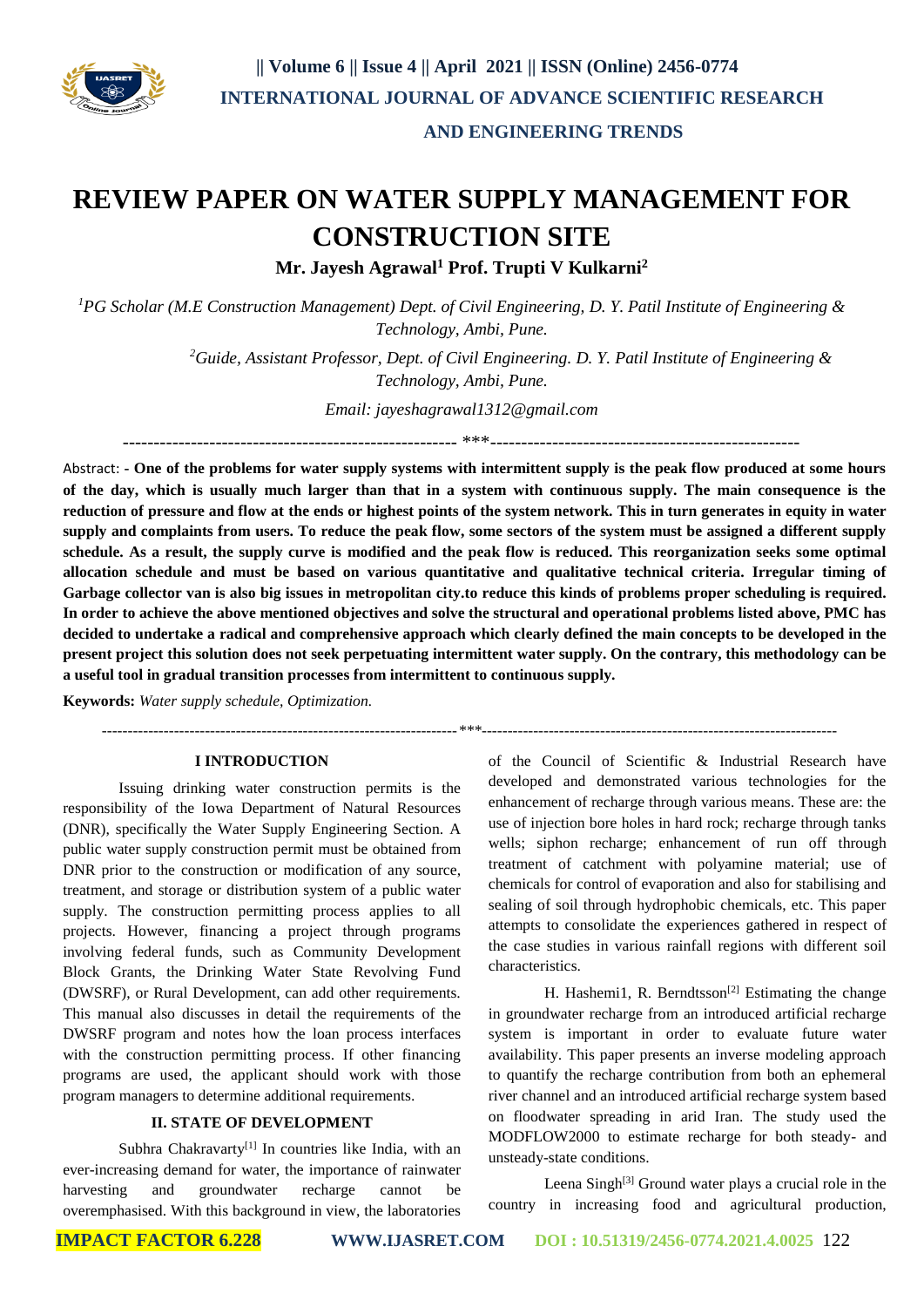# REVIEW PAPER ON WATER SUPPLY MANAGEMENT FOR CONSTRUCTION SITE

**Mr. Jayesh Agrawal[1] Prof. Trupti V Kulkarni[2]**

*[1]PG Scholar (M.E Construction Management) Dept. of Civil Engineering, D. Y. Patil Institute of Engineering & Technology, Ambi, Pune.*

*[2]Guide, Assistant Professor, Dept. of Civil Engineering. D. Y. Patil Institute of Engineering & Technology, Ambi, Pune.*

*Email: jayeshagrawal1312@gmail.com*

------------------------------------------------------- ***--------------------------------------------------

Abstract: **- One of the problems for water supply systems with intermittent supply is the peak flow produced at some hours of the day, which is usually much larger than that in a system with continuous supply. The main consequence is the reduction of pressure and flow at the ends or highest points of the system network. This in turn generates in equity in water supply and complaints from users. To reduce the peak flow, some sectors of the system must be assigned a different supply schedule. As a result, the supply curve is modified and the peak flow is reduced. This reorganization seeks some optimal allocation schedule and must be based on various quantitative and qualitative technical criteria. Irregular timing of Garbage collector van is also big issues in metropolitan city.to reduce this kinds of problems proper scheduling is required. In order to achieve the above mentioned objectives and solve the structural and operational problems listed above, PMC has decided to undertake a radical and comprehensive approach which clearly defined the main concepts to be developed in the present project this solution does not seek perpetuating intermittent water supply. On the contrary, this methodology can be a useful tool in gradual transition processes from intermittent to continuous supply.**

**Keywords:** *Water supply schedule, Optimization.*

---------------------------------------------------------------------***---------------------------------------------------------------------

## I INTRODUCTION

Issuing drinking water construction permits is the responsibility of the Iowa Department of Natural Resources (DNR), specifically the Water Supply Engineering Section. A public water supply construction permit must be obtained from DNR prior to the construction or modification of any source, treatment, and storage or distribution system of a public water supply. The construction permitting process applies to all projects. However, financing a project through programs involving federal funds, such as Community Development Block Grants, the Drinking Water State Revolving Fund (DWSRF), or Rural Development, can add other requirements. This manual also discusses in detail the requirements of the DWSRF program and notes how the loan process interfaces with the construction permitting process. If other financing programs are used, the applicant should work with those program managers to determine additional requirements.

## II. STATE OF DEVELOPMENT

Subhra Chakravarty[1] In countries like India, with an ever-increasing demand for water, the importance of rainwater harvesting and groundwater recharge cannot be overemphasised. With this background in view, the laboratories of the Council of Scientific & Industrial Research have developed and demonstrated various technologies for the enhancement of recharge through various means. These are: the use of injection bore holes in hard rock; recharge through tanks wells; siphon recharge; enhancement of run off through treatment of catchment with polyamine material; use of chemicals for control of evaporation and also for stabilising and sealing of soil through hydrophobic chemicals, etc. This paper attempts to consolidate the experiences gathered in respect of the case studies in various rainfall regions with different soil characteristics.

H. Hashemi1, R. Berndtsson[2] Estimating the change in groundwater recharge from an introduced artificial recharge system is important in order to evaluate future water availability. This paper presents an inverse modeling approach to quantify the recharge contribution from both an ephemeral river channel and an introduced artificial recharge system based on floodwater spreading in arid Iran. The study used the MODFLOW2000 to estimate recharge for both steady- and unsteady-state conditions.

Leena Singh[3] Ground water plays a crucial role in the country in increasing food and agricultural production,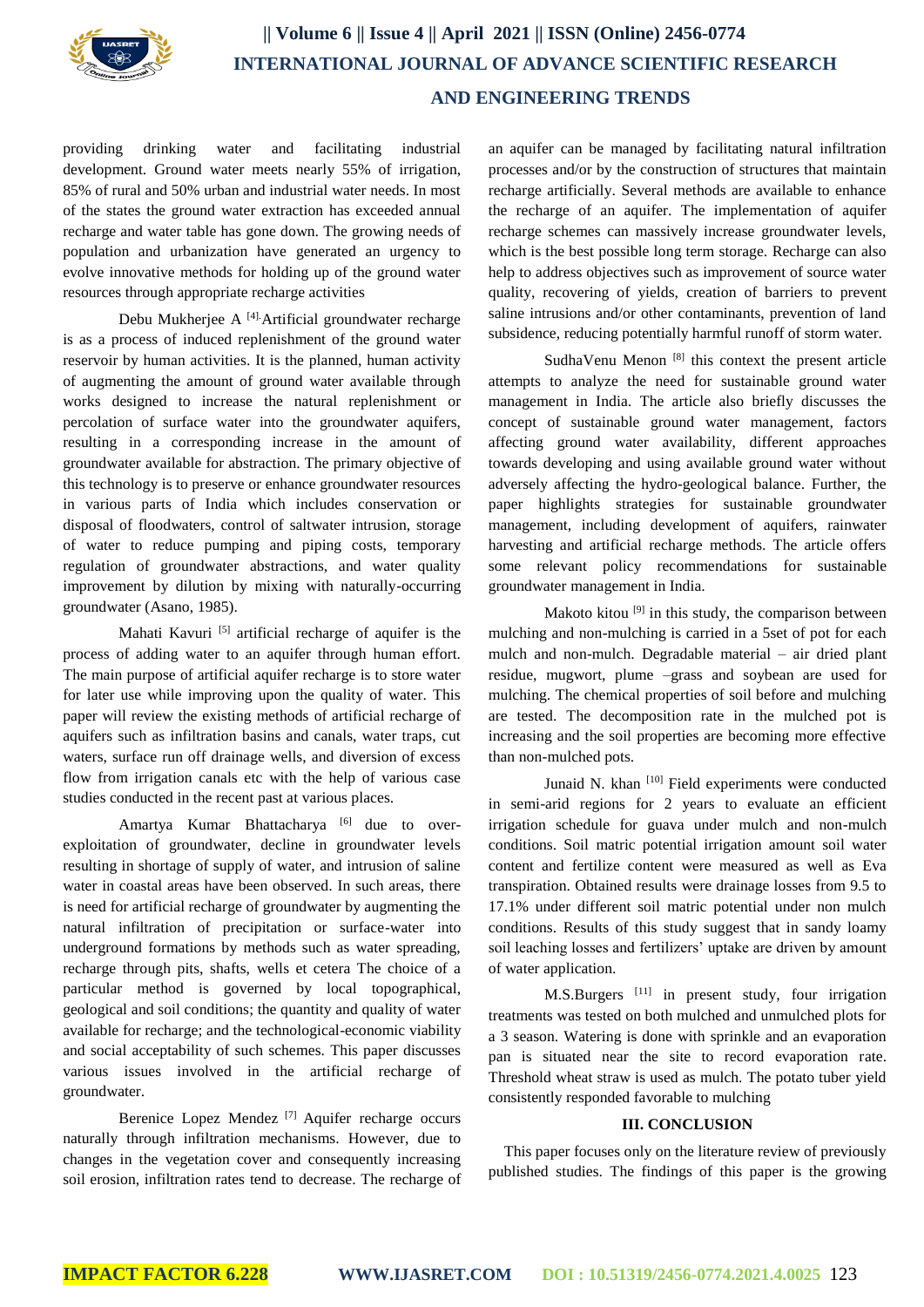providing drinking water and facilitating industrial development. Ground water meets nearly 55% of irrigation, 85% of rural and 50% urban and industrial water needs. In most of the states the ground water extraction has exceeded annual recharge and water table has gone down. The growing needs of population and urbanization have generated an urgency to evolve innovative methods for holding up of the ground water resources through appropriate recharge activities

Debu Mukherjee A [4] Artificial groundwater recharge is as a process of induced replenishment of the ground water reservoir by human activities. It is the planned, human activity of augmenting the amount of ground water available through works designed to increase the natural replenishment or percolation of surface water into the groundwater aquifers, resulting in a corresponding increase in the amount of groundwater available for abstraction. The primary objective of this technology is to preserve or enhance groundwater resources in various parts of India which includes conservation or disposal of floodwaters, control of saltwater intrusion, storage of water to reduce pumping and piping costs, temporary regulation of groundwater abstractions, and water quality improvement by dilution by mixing with naturally-occurring groundwater (Asano, 1985).

Mahati Kavuri [5] artificial recharge of aquifer is the process of adding water to an aquifer through human effort. The main purpose of artificial aquifer recharge is to store water for later use while improving upon the quality of water. This paper will review the existing methods of artificial recharge of aquifers such as infiltration basins and canals, water traps, cut waters, surface run off drainage wells, and diversion of excess flow from irrigation canals etc with the help of various case studies conducted in the recent past at various places.

Amartya Kumar Bhattacharya [6] due to over-exploitation of groundwater, decline in groundwater levels resulting in shortage of supply of water, and intrusion of saline water in coastal areas have been observed. In such areas, there is need for artificial recharge of groundwater by augmenting the natural infiltration of precipitation or surface-water into underground formations by methods such as water spreading, recharge through pits, shafts, wells et cetera The choice of a particular method is governed by local topographical, geological and soil conditions; the quantity and quality of water available for recharge; and the technological-economic viability and social acceptability of such schemes. This paper discusses various issues involved in the artificial recharge of groundwater.

Berenice Lopez Mendez [7] Aquifer recharge occurs naturally through infiltration mechanisms. However, due to changes in the vegetation cover and consequently increasing soil erosion, infiltration rates tend to decrease. The recharge of an aquifer can be managed by facilitating natural infiltration processes and/or by the construction of structures that maintain recharge artificially. Several methods are available to enhance the recharge of an aquifer. The implementation of aquifer recharge schemes can massively increase groundwater levels, which is the best possible long term storage. Recharge can also help to address objectives such as improvement of source water quality, recovering of yields, creation of barriers to prevent saline intrusions and/or other contaminants, prevention of land subsidence, reducing potentially harmful runoff of storm water.

SudhaVenu Menon [8] this context the present article attempts to analyze the need for sustainable ground water management in India. The article also briefly discusses the concept of sustainable ground water management, factors affecting ground water availability, different approaches towards developing and using available ground water without adversely affecting the hydro-geological balance. Further, the paper highlights strategies for sustainable groundwater management, including development of aquifers, rainwater harvesting and artificial recharge methods. The article offers some relevant policy recommendations for sustainable groundwater management in India.

Makoto kitou [9] in this study, the comparison between mulching and non-mulching is carried in a 5set of pot for each mulch and non-mulch. Degradable material – air dried plant residue, mugwort, plume –grass and soybean are used for mulching. The chemical properties of soil before and mulching are tested. The decomposition rate in the mulched pot is increasing and the soil properties are becoming more effective than non-mulched pots.

Junaid N. khan [10] Field experiments were conducted in semi-arid regions for 2 years to evaluate an efficient irrigation schedule for guava under mulch and non-mulch conditions. Soil matric potential irrigation amount soil water content and fertilize content were measured as well as Eva transpiration. Obtained results were drainage losses from 9.5 to 17.1% under different soil matric potential under non mulch conditions. Results of this study suggest that in sandy loamy soil leaching losses and fertilizers' uptake are driven by amount of water application.

M.S.Burgers [11] in present study, four irrigation treatments was tested on both mulched and unmulched plots for a 3 season. Watering is done with sprinkle and an evaporation pan is situated near the site to record evaporation rate. Threshold wheat straw is used as mulch. The potato tuber yield consistently responded favorable to mulching

## III. CONCLUSION

This paper focuses only on the literature review of previously published studies. The findings of this paper is the growing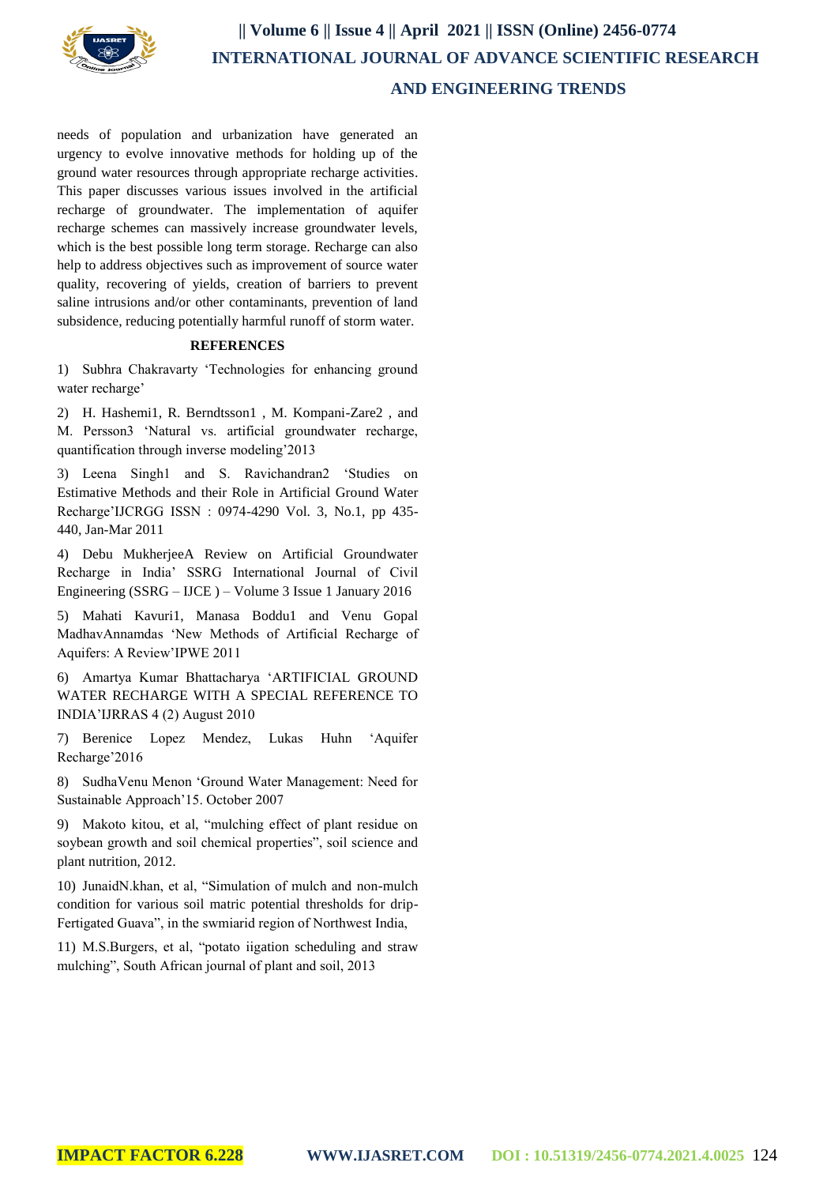needs of population and urbanization have generated an urgency to evolve innovative methods for holding up of the ground water resources through appropriate recharge activities. This paper discusses various issues involved in the artificial recharge of groundwater. The implementation of aquifer recharge schemes can massively increase groundwater levels, which is the best possible long term storage. Recharge can also help to address objectives such as improvement of source water quality, recovering of yields, creation of barriers to prevent saline intrusions and/or other contaminants, prevention of land subsidence, reducing potentially harmful runoff of storm water.

## REFERENCES

1) Subhra Chakravarty 'Technologies for enhancing ground water recharge'

2) H. Hashemi1, R. Berndtsson1 , M. Kompani-Zare2 , and M. Persson3 'Natural vs. artificial groundwater recharge, quantification through inverse modeling'2013

3) Leena Singh1 and S. Ravichandran2 'Studies on Estimative Methods and their Role in Artificial Ground Water Recharge'IJCRGG ISSN : 0974-4290 Vol. 3, No.1, pp 435-440, Jan-Mar 2011

4) Debu MukherjeeA Review on Artificial Groundwater Recharge in India' SSRG International Journal of Civil Engineering (SSRG – IJCE ) – Volume 3 Issue 1 January 2016

5) Mahati Kavuri1, Manasa Boddu1 and Venu Gopal MadhavAnnamdas 'New Methods of Artificial Recharge of Aquifers: A Review'IPWE 2011

6) Amartya Kumar Bhattacharya 'ARTIFICIAL GROUND WATER RECHARGE WITH A SPECIAL REFERENCE TO INDIA'IJRRAS 4 (2) August 2010

7) Berenice Lopez Mendez, Lukas Huhn 'Aquifer Recharge'2016

8) SudhaVenu Menon 'Ground Water Management: Need for Sustainable Approach'15. October 2007

9) Makoto kitou, et al, "mulching effect of plant residue on soybean growth and soil chemical properties", soil science and plant nutrition, 2012.

10) JunaidN.khan, et al, "Simulation of mulch and non-mulch condition for various soil matric potential thresholds for drip-Fertigated Guava", in the swmiarid region of Northwest India,

11) M.S.Burgers, et al, "potato iigation scheduling and straw mulching", South African journal of plant and soil, 2013